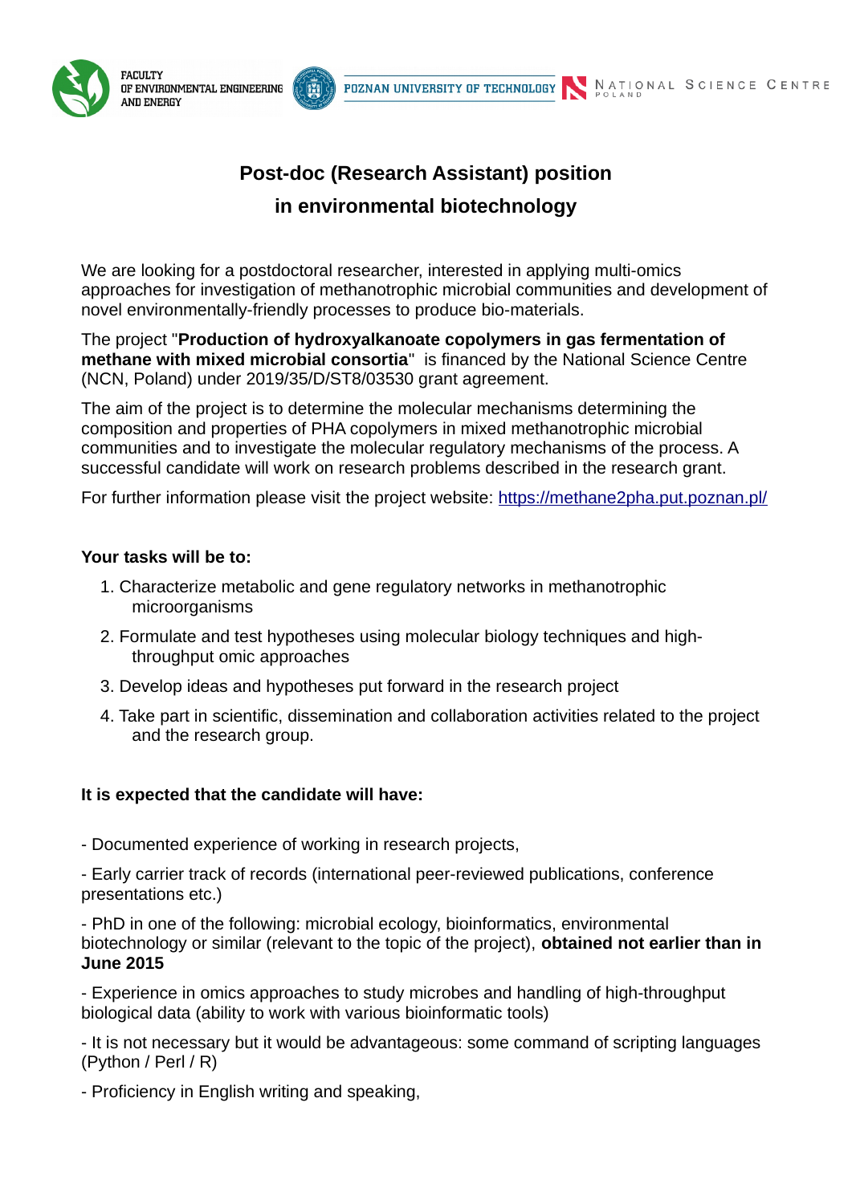FACULTY OF ENVIRONMENTAL ENGINEERING AND ENERGY

POZNAN UNIVERSITY OF TECHNOLOGY

NATIONAL SCIENCE CENTRE POLAND

# Post-doc (Research Assistant) position in environmental biotechnology

We are looking for a postdoctoral researcher, interested in applying multi-omics approaches for investigation of methanotrophic microbial communities and development of novel environmentally-friendly processes to produce bio-materials.

The project "**Production of hydroxyalkanoate copolymers in gas fermentation of methane with mixed microbial consortia**" is financed by the National Science Centre (NCN, Poland) under 2019/35/D/ST8/03530 grant agreement.

The aim of the project is to determine the molecular mechanisms determining the composition and properties of PHA copolymers in mixed methanotrophic microbial communities and to investigate the molecular regulatory mechanisms of the process. A successful candidate will work on research problems described in the research grant.

For further information please visit the project website: [https://methane2pha.put.poznan.pl/](https://methane2pha.put.poznan.pl/)

**Your tasks will be to:**

1. Characterize metabolic and gene regulatory networks in methanotrophic microorganisms
2. Formulate and test hypotheses using molecular biology techniques and high-throughput omic approaches
3. Develop ideas and hypotheses put forward in the research project
4. Take part in scientific, dissemination and collaboration activities related to the project and the research group.

**It is expected that the candidate will have:**

- Documented experience of working in research projects,

- Early carrier track of records (international peer-reviewed publications, conference presentations etc.)

- PhD in one of the following: microbial ecology, bioinformatics, environmental biotechnology or similar (relevant to the topic of the project), **obtained not earlier than in June 2015**

- Experience in omics approaches to study microbes and handling of high-throughput biological data (ability to work with various bioinformatic tools)

- It is not necessary but it would be advantageous: some command of scripting languages (Python / Perl / R)

- Proficiency in English writing and speaking,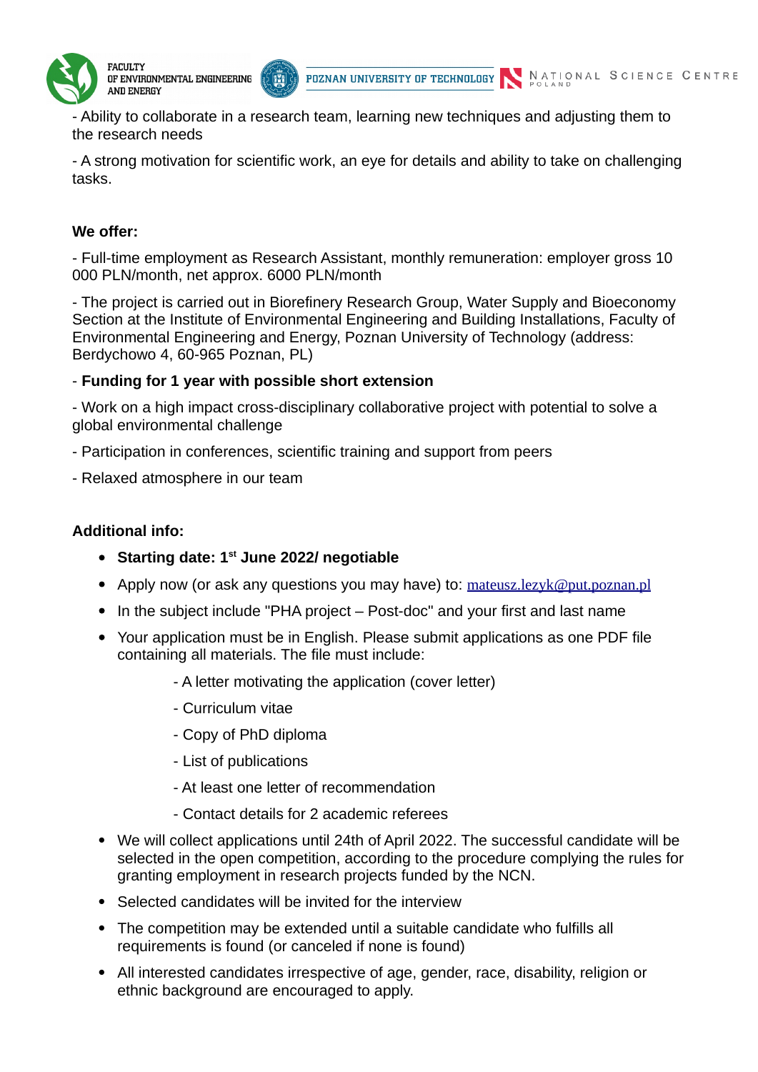- Ability to collaborate in a research team, learning new techniques and adjusting them to the research needs

- A strong motivation for scientific work, an eye for details and ability to take on challenging tasks.

**We offer:**

- Full-time employment as Research Assistant, monthly remuneration: employer gross 10 000 PLN/month, net approx. 6000 PLN/month

- The project is carried out in Biorefinery Research Group, Water Supply and Bioeconomy Section at the Institute of Environmental Engineering and Building Installations, Faculty of Environmental Engineering and Energy, Poznan University of Technology (address: Berdychowo 4, 60-965 Poznan, PL)

- **Funding for 1 year with possible short extension**

- Work on a high impact cross-disciplinary collaborative project with potential to solve a global environmental challenge

- Participation in conferences, scientific training and support from peers

- Relaxed atmosphere in our team

**Additional info:**

- **Starting date: 1st June 2022/ negotiable**
- Apply now (or ask any questions you may have) to: mateusz.lezyk@put.poznan.pl
- In the subject include "PHA project – Post-doc" and your first and last name
- Your application must be in English. Please submit applications as one PDF file containing all materials. The file must include:
  - A letter motivating the application (cover letter)
  - Curriculum vitae
  - Copy of PhD diploma
  - List of publications
  - At least one letter of recommendation
  - Contact details for 2 academic referees
- We will collect applications until 24th of April 2022. The successful candidate will be selected in the open competition, according to the procedure complying the rules for granting employment in research projects funded by the NCN.
- Selected candidates will be invited for the interview
- The competition may be extended until a suitable candidate who fulfills all requirements is found (or canceled if none is found)
- All interested candidates irrespective of age, gender, race, disability, religion or ethnic background are encouraged to apply.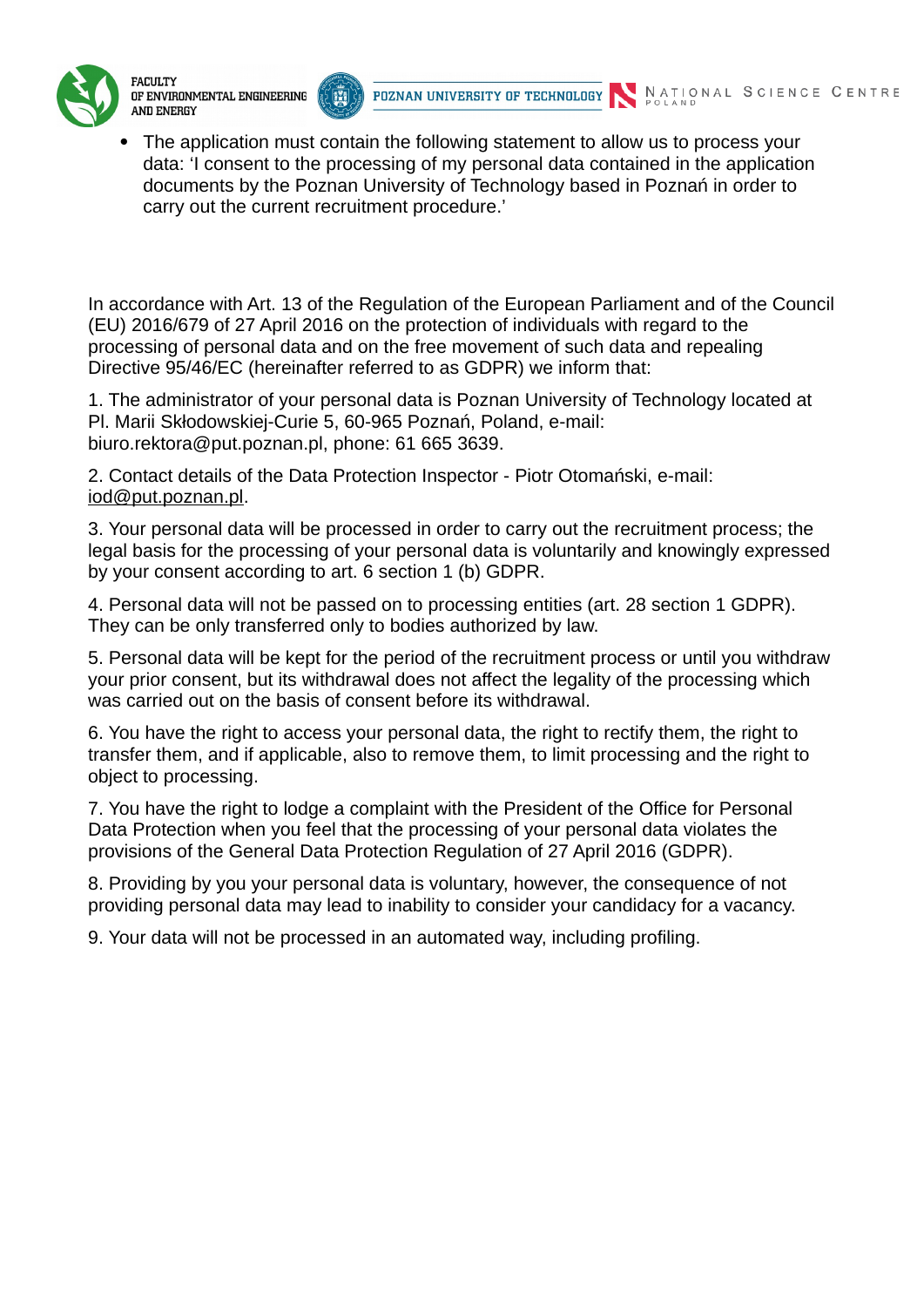- The application must contain the following statement to allow us to process your data: 'I consent to the processing of my personal data contained in the application documents by the Poznan University of Technology based in Poznań in order to carry out the current recruitment procedure.'

In accordance with Art. 13 of the Regulation of the European Parliament and of the Council (EU) 2016/679 of 27 April 2016 on the protection of individuals with regard to the processing of personal data and on the free movement of such data and repealing Directive 95/46/EC (hereinafter referred to as GDPR) we inform that:

1. The administrator of your personal data is Poznan University of Technology located at Pl. Marii Skłodowskiej-Curie 5, 60-965 Poznań, Poland, e-mail: biuro.rektora@put.poznan.pl, phone: 61 665 3639.

2. Contact details of the Data Protection Inspector - Piotr Otomański, e-mail: iod@put.poznan.pl.

3. Your personal data will be processed in order to carry out the recruitment process; the legal basis for the processing of your personal data is voluntarily and knowingly expressed by your consent according to art. 6 section 1 (b) GDPR.

4. Personal data will not be passed on to processing entities (art. 28 section 1 GDPR). They can be only transferred only to bodies authorized by law.

5. Personal data will be kept for the period of the recruitment process or until you withdraw your prior consent, but its withdrawal does not affect the legality of the processing which was carried out on the basis of consent before its withdrawal.

6. You have the right to access your personal data, the right to rectify them, the right to transfer them, and if applicable, also to remove them, to limit processing and the right to object to processing.

7. You have the right to lodge a complaint with the President of the Office for Personal Data Protection when you feel that the processing of your personal data violates the provisions of the General Data Protection Regulation of 27 April 2016 (GDPR).

8. Providing by you your personal data is voluntary, however, the consequence of not providing personal data may lead to inability to consider your candidacy for a vacancy.

9. Your data will not be processed in an automated way, including profiling.